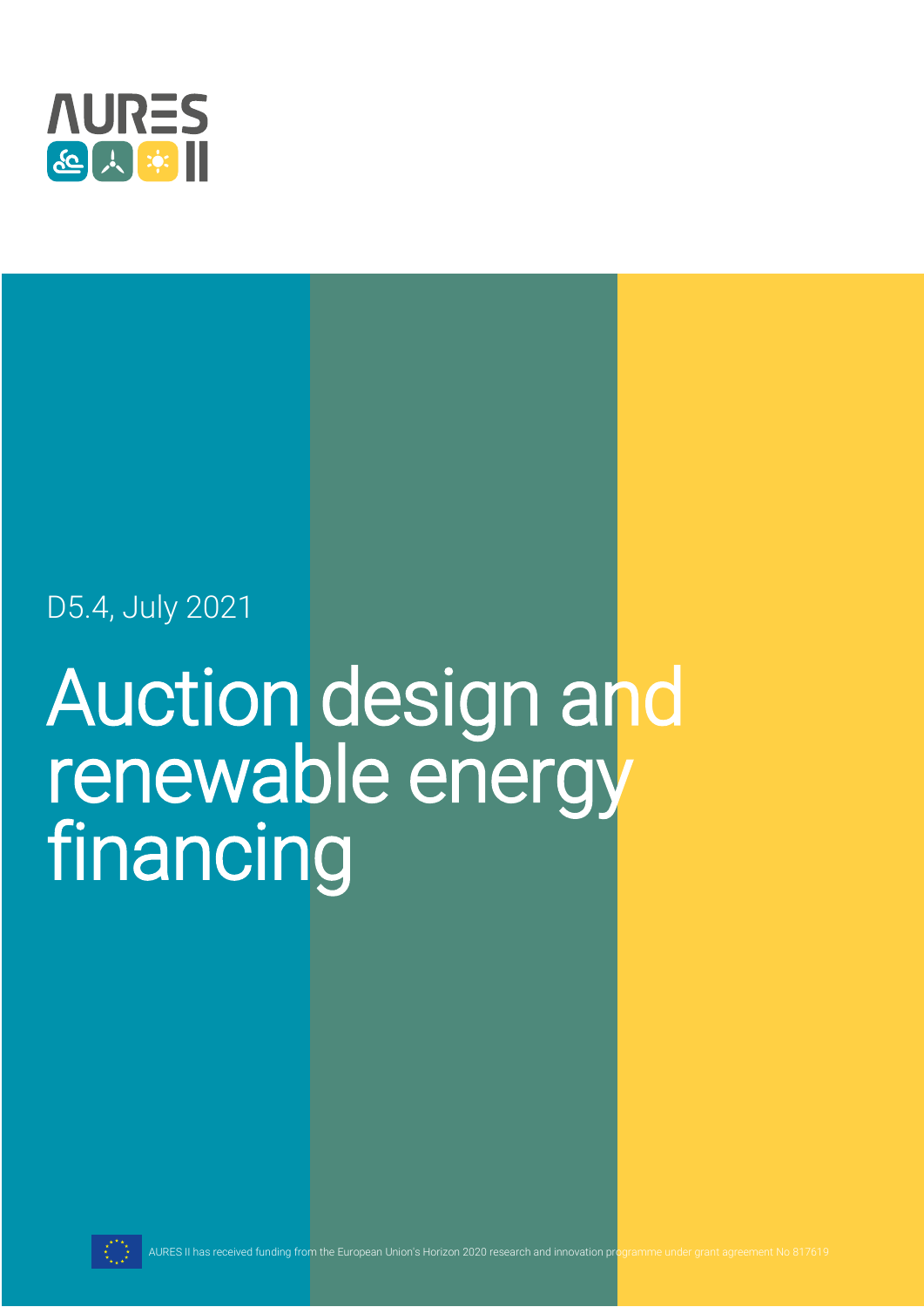AURES II

D5.4, July 2021

# Auction design and renewable energy financing

AURES II has received funding from the European Union's Horizon 2020 research and innovation programme under grant agreement No 817619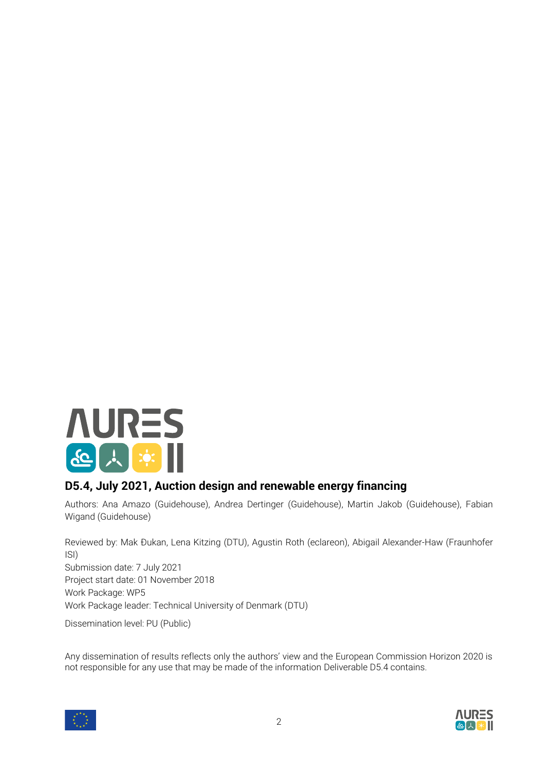**D5.4, July 2021, Auction design and renewable energy financing**

Authors: Ana Amazo (Guidehouse), Andrea Dertinger (Guidehouse), Martin Jakob (Guidehouse), Fabian Wigand (Guidehouse)

Reviewed by: Mak Đukan, Lena Kitzing (DTU), Agustin Roth (eclareon), Abigail Alexander-Haw (Fraunhofer ISI)
Submission date: 7 July 2021
Project start date: 01 November 2018
Work Package: WP5
Work Package leader: Technical University of Denmark (DTU)

Dissemination level: PU (Public)

Any dissemination of results reflects only the authors' view and the European Commission Horizon 2020 is not responsible for any use that may be made of the information Deliverable D5.4 contains.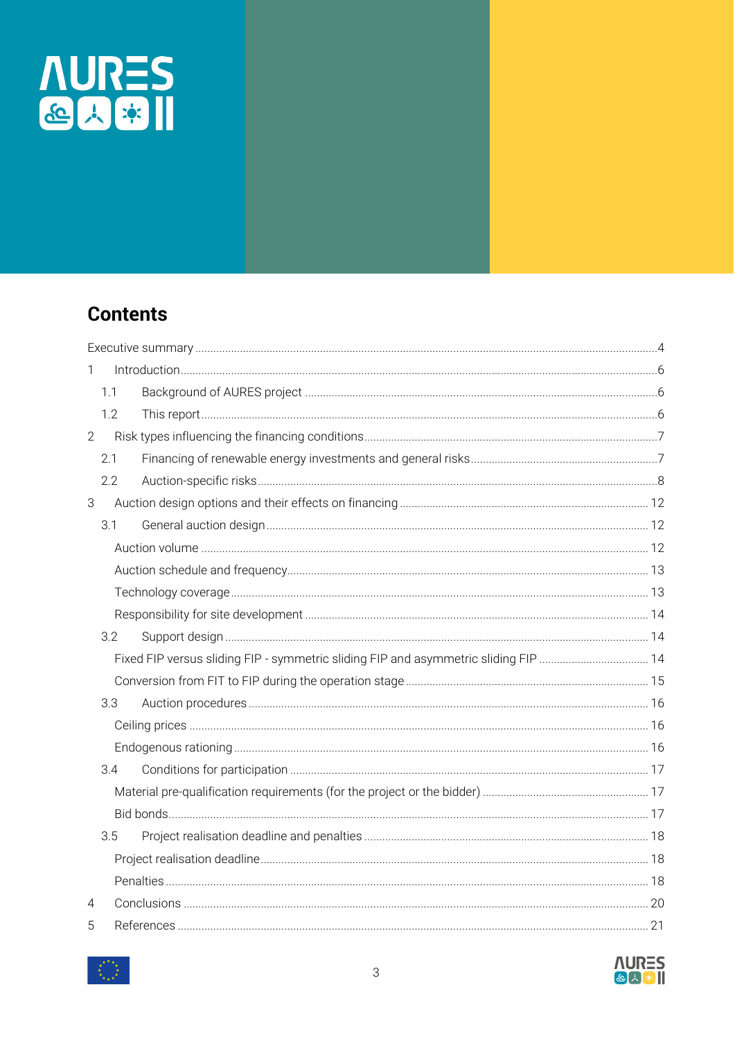# Contents

Executive summary ........ 4

1 Introduction ........ 6

- 1.1 Background of AURES project ........ 6
- 1.2 This report ........ 6

2 Risk types influencing the financing conditions ........ 7

- 2.1 Financing of renewable energy investments and general risks ........ 7
- 2.2 Auction-specific risks ........ 8

3 Auction design options and their effects on financing ........ 12

- 3.1 General auction design ........ 12
  - Auction volume ........ 12
  - Auction schedule and frequency ........ 13
  - Technology coverage ........ 13
  - Responsibility for site development ........ 14
- 3.2 Support design ........ 14
  - Fixed FIP versus sliding FIP - symmetric sliding FIP and asymmetric sliding FIP ........ 14
  - Conversion from FIT to FIP during the operation stage ........ 15
- 3.3 Auction procedures ........ 16
  - Ceiling prices ........ 16
  - Endogenous rationing ........ 16
- 3.4 Conditions for participation ........ 17
  - Material pre-qualification requirements (for the project or the bidder) ........ 17
  - Bid bonds ........ 17
- 3.5 Project realisation deadline and penalties ........ 18
  - Project realisation deadline ........ 18
  - Penalties ........ 18

4 Conclusions ........ 20

5 References ........ 21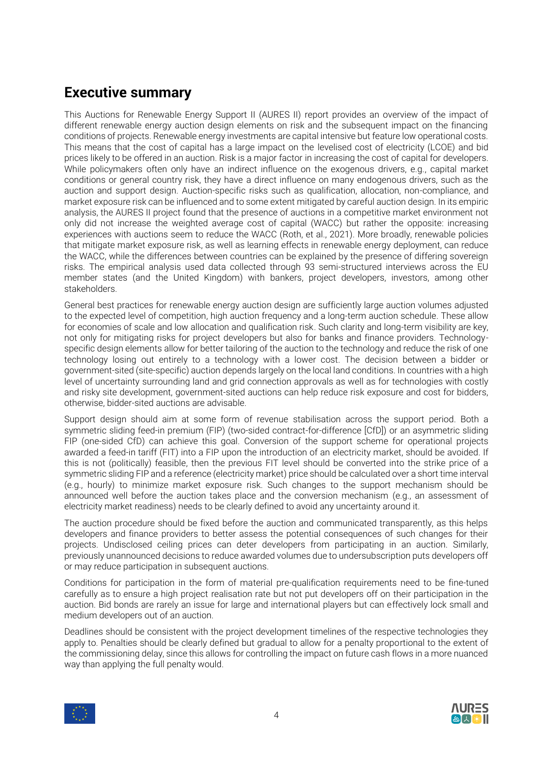## Executive summary

This Auctions for Renewable Energy Support II (AURES II) report provides an overview of the impact of different renewable energy auction design elements on risk and the subsequent impact on the financing conditions of projects. Renewable energy investments are capital intensive but feature low operational costs. This means that the cost of capital has a large impact on the levelised cost of electricity (LCOE) and bid prices likely to be offered in an auction. Risk is a major factor in increasing the cost of capital for developers. While policymakers often only have an indirect influence on the exogenous drivers, e.g., capital market conditions or general country risk, they have a direct influence on many endogenous drivers, such as the auction and support design. Auction-specific risks such as qualification, allocation, non-compliance, and market exposure risk can be influenced and to some extent mitigated by careful auction design. In its empiric analysis, the AURES II project found that the presence of auctions in a competitive market environment not only did not increase the weighted average cost of capital (WACC) but rather the opposite: increasing experiences with auctions seem to reduce the WACC (Roth, et al., 2021). More broadly, renewable policies that mitigate market exposure risk, as well as learning effects in renewable energy deployment, can reduce the WACC, while the differences between countries can be explained by the presence of differing sovereign risks. The empirical analysis used data collected through 93 semi-structured interviews across the EU member states (and the United Kingdom) with bankers, project developers, investors, among other stakeholders.

General best practices for renewable energy auction design are sufficiently large auction volumes adjusted to the expected level of competition, high auction frequency and a long-term auction schedule. These allow for economies of scale and low allocation and qualification risk. Such clarity and long-term visibility are key, not only for mitigating risks for project developers but also for banks and finance providers. Technology-specific design elements allow for better tailoring of the auction to the technology and reduce the risk of one technology losing out entirely to a technology with a lower cost. The decision between a bidder or government-sited (site-specific) auction depends largely on the local land conditions. In countries with a high level of uncertainty surrounding land and grid connection approvals as well as for technologies with costly and risky site development, government-sited auctions can help reduce risk exposure and cost for bidders, otherwise, bidder-sited auctions are advisable.

Support design should aim at some form of revenue stabilisation across the support period. Both a symmetric sliding feed-in premium (FIP) (two-sided contract-for-difference [CfD]) or an asymmetric sliding FIP (one-sided CfD) can achieve this goal. Conversion of the support scheme for operational projects awarded a feed-in tariff (FIT) into a FIP upon the introduction of an electricity market, should be avoided. If this is not (politically) feasible, then the previous FIT level should be converted into the strike price of a symmetric sliding FIP and a reference (electricity market) price should be calculated over a short time interval (e.g., hourly) to minimize market exposure risk. Such changes to the support mechanism should be announced well before the auction takes place and the conversion mechanism (e.g., an assessment of electricity market readiness) needs to be clearly defined to avoid any uncertainty around it.

The auction procedure should be fixed before the auction and communicated transparently, as this helps developers and finance providers to better assess the potential consequences of such changes for their projects. Undisclosed ceiling prices can deter developers from participating in an auction. Similarly, previously unannounced decisions to reduce awarded volumes due to undersubscription puts developers off or may reduce participation in subsequent auctions.

Conditions for participation in the form of material pre-qualification requirements need to be fine-tuned carefully as to ensure a high project realisation rate but not put developers off on their participation in the auction. Bid bonds are rarely an issue for large and international players but can effectively lock small and medium developers out of an auction.

Deadlines should be consistent with the project development timelines of the respective technologies they apply to. Penalties should be clearly defined but gradual to allow for a penalty proportional to the extent of the commissioning delay, since this allows for controlling the impact on future cash flows in a more nuanced way than applying the full penalty would.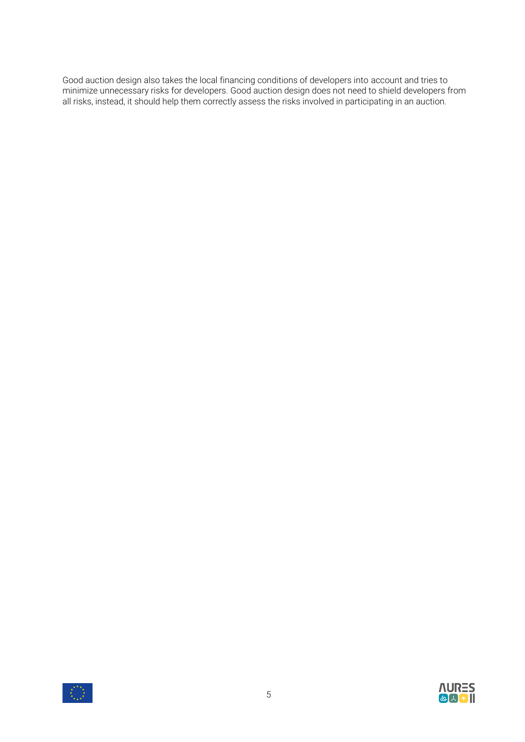Good auction design also takes the local financing conditions of developers into account and tries to minimize unnecessary risks for developers. Good auction design does not need to shield developers from all risks, instead, it should help them correctly assess the risks involved in participating in an auction.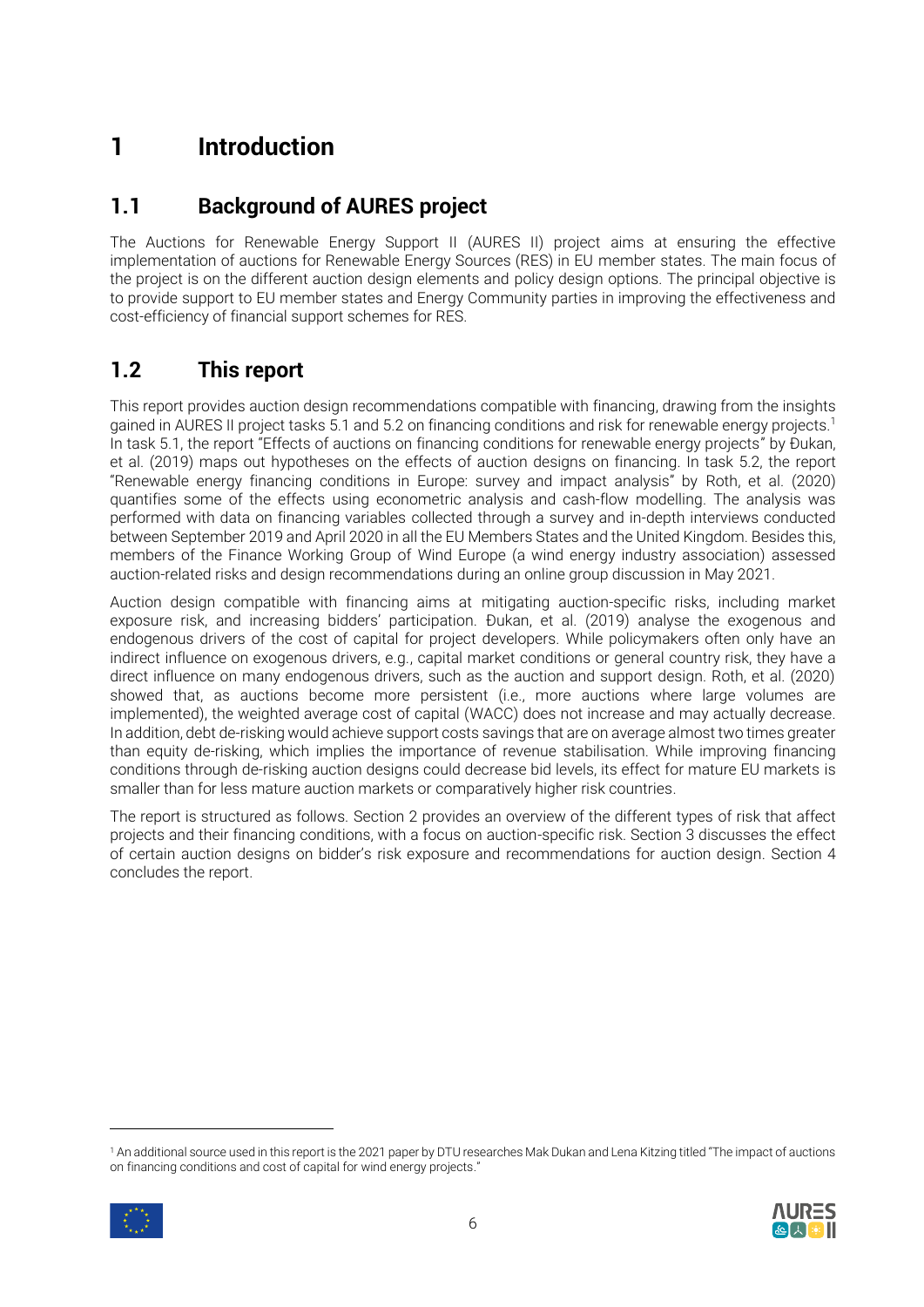# 1 Introduction

## 1.1 Background of AURES project

The Auctions for Renewable Energy Support II (AURES II) project aims at ensuring the effective implementation of auctions for Renewable Energy Sources (RES) in EU member states. The main focus of the project is on the different auction design elements and policy design options. The principal objective is to provide support to EU member states and Energy Community parties in improving the effectiveness and cost-efficiency of financial support schemes for RES.

## 1.2 This report

This report provides auction design recommendations compatible with financing, drawing from the insights gained in AURES II project tasks 5.1 and 5.2 on financing conditions and risk for renewable energy projects.[1] In task 5.1, the report "Effects of auctions on financing conditions for renewable energy projects" by Đukan, et al. (2019) maps out hypotheses on the effects of auction designs on financing. In task 5.2, the report "Renewable energy financing conditions in Europe: survey and impact analysis" by Roth, et al. (2020) quantifies some of the effects using econometric analysis and cash-flow modelling. The analysis was performed with data on financing variables collected through a survey and in-depth interviews conducted between September 2019 and April 2020 in all the EU Members States and the United Kingdom. Besides this, members of the Finance Working Group of Wind Europe (a wind energy industry association) assessed auction-related risks and design recommendations during an online group discussion in May 2021.

Auction design compatible with financing aims at mitigating auction-specific risks, including market exposure risk, and increasing bidders' participation. Đukan, et al. (2019) analyse the exogenous and endogenous drivers of the cost of capital for project developers. While policymakers often only have an indirect influence on exogenous drivers, e.g., capital market conditions or general country risk, they have a direct influence on many endogenous drivers, such as the auction and support design. Roth, et al. (2020) showed that, as auctions become more persistent (i.e., more auctions where large volumes are implemented), the weighted average cost of capital (WACC) does not increase and may actually decrease. In addition, debt de-risking would achieve support costs savings that are on average almost two times greater than equity de-risking, which implies the importance of revenue stabilisation. While improving financing conditions through de-risking auction designs could decrease bid levels, its effect for mature EU markets is smaller than for less mature auction markets or comparatively higher risk countries.

The report is structured as follows. Section 2 provides an overview of the different types of risk that affect projects and their financing conditions, with a focus on auction-specific risk. Section 3 discusses the effect of certain auction designs on bidder's risk exposure and recommendations for auction design. Section 4 concludes the report.

[1] An additional source used in this report is the 2021 paper by DTU researches Mak Dukan and Lena Kitzing titled "The impact of auctions on financing conditions and cost of capital for wind energy projects."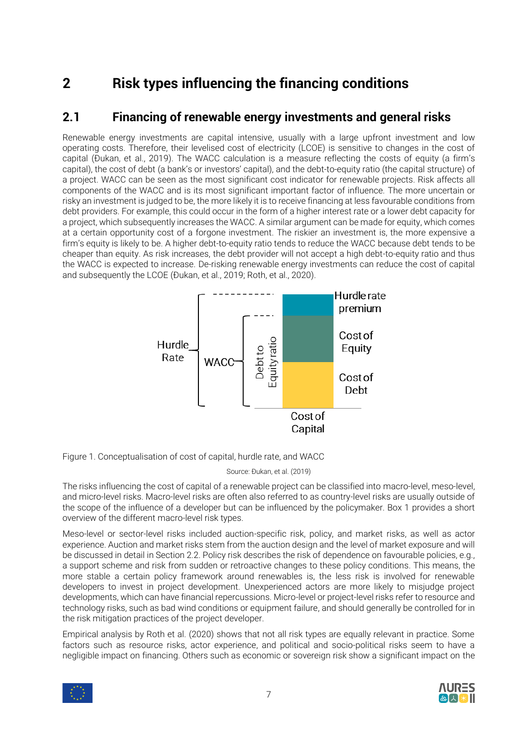# 2 Risk types influencing the financing conditions

## 2.1 Financing of renewable energy investments and general risks

Renewable energy investments are capital intensive, usually with a large upfront investment and low operating costs. Therefore, their levelised cost of electricity (LCOE) is sensitive to changes in the cost of capital (Đukan, et al., 2019). The WACC calculation is a measure reflecting the costs of equity (a firm's capital), the cost of debt (a bank's or investors' capital), and the debt-to-equity ratio (the capital structure) of a project. WACC can be seen as the most significant cost indicator for renewable projects. Risk affects all components of the WACC and is its most significant important factor of influence. The more uncertain or risky an investment is judged to be, the more likely it is to receive financing at less favourable conditions from debt providers. For example, this could occur in the form of a higher interest rate or a lower debt capacity for a project, which subsequently increases the WACC. A similar argument can be made for equity, which comes at a certain opportunity cost of a forgone investment. The riskier an investment is, the more expensive a firm's equity is likely to be. A higher debt-to-equity ratio tends to reduce the WACC because debt tends to be cheaper than equity. As risk increases, the debt provider will not accept a high debt-to-equity ratio and thus the WACC is expected to increase. De-risking renewable energy investments can reduce the cost of capital and subsequently the LCOE (Đukan, et al., 2019; Roth, et al., 2020).

Hurdle Rate | WACC | Debt to Equity ratio | Hurdle rate premium | Cost of Equity | Cost of Debt | Cost of Capital

Figure 1. Conceptualisation of cost of capital, hurdle rate, and WACC

Source: Đukan, et al. (2019)

The risks influencing the cost of capital of a renewable project can be classified into macro-level, meso-level, and micro-level risks. Macro-level risks are often also referred to as country-level risks are usually outside of the scope of the influence of a developer but can be influenced by the policymaker. Box 1 provides a short overview of the different macro-level risk types.

Meso-level or sector-level risks included auction-specific risk, policy, and market risks, as well as actor experience. Auction and market risks stem from the auction design and the level of market exposure and will be discussed in detail in Section 2.2. Policy risk describes the risk of dependence on favourable policies, e.g., a support scheme and risk from sudden or retroactive changes to these policy conditions. This means, the more stable a certain policy framework around renewables is, the less risk is involved for renewable developers to invest in project development. Unexperienced actors are more likely to misjudge project developments, which can have financial repercussions. Micro-level or project-level risks refer to resource and technology risks, such as bad wind conditions or equipment failure, and should generally be controlled for in the risk mitigation practices of the project developer.

Empirical analysis by Roth et al. (2020) shows that not all risk types are equally relevant in practice. Some factors such as resource risks, actor experience, and political and socio-political risks seem to have a negligible impact on financing. Others such as economic or sovereign risk show a significant impact on the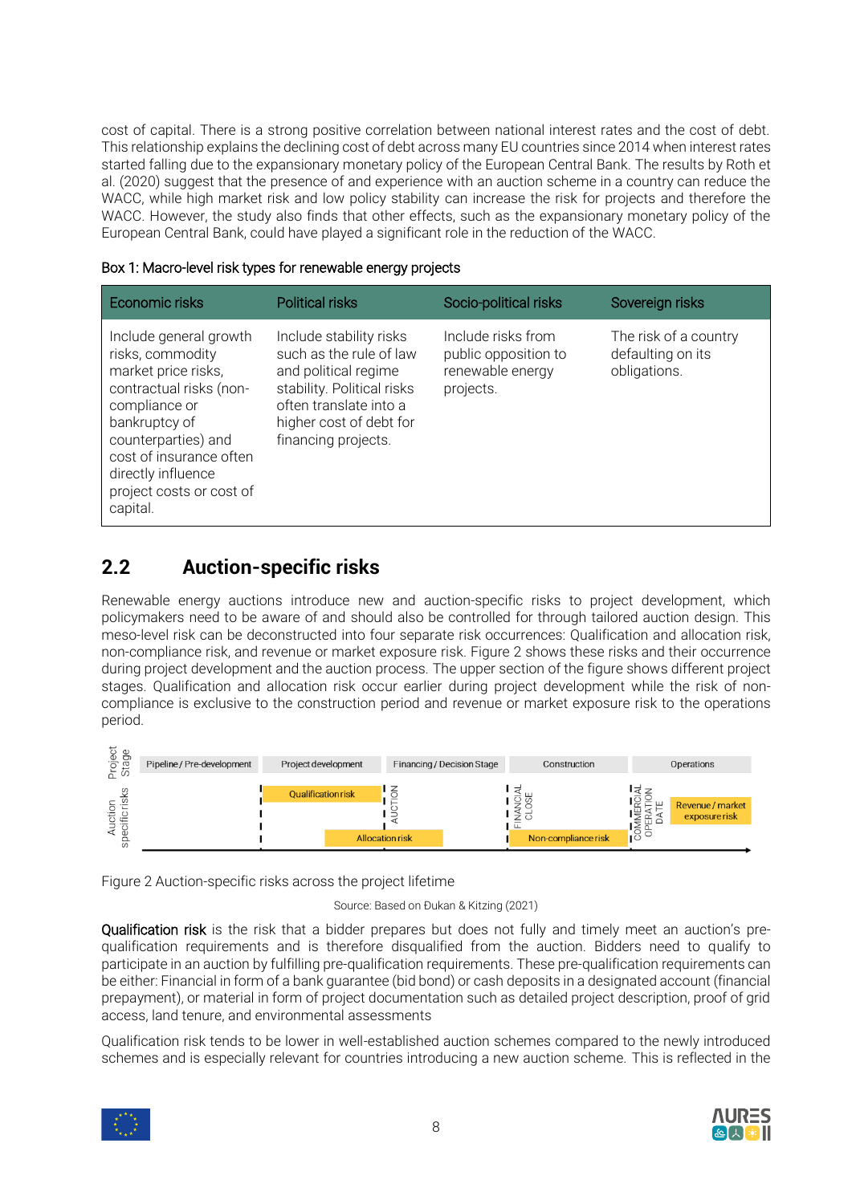cost of capital. There is a strong positive correlation between national interest rates and the cost of debt. This relationship explains the declining cost of debt across many EU countries since 2014 when interest rates started falling due to the expansionary monetary policy of the European Central Bank. The results by Roth et al. (2020) suggest that the presence of and experience with an auction scheme in a country can reduce the WACC, while high market risk and low policy stability can increase the risk for projects and therefore the WACC. However, the study also finds that other effects, such as the expansionary monetary policy of the European Central Bank, could have played a significant role in the reduction of the WACC.

Box 1: Macro-level risk types for renewable energy projects

| Economic risks | Political risks | Socio-political risks | Sovereign risks |
|---|---|---|---|
| Include general growth risks, commodity market price risks, contractual risks (non-compliance or bankruptcy of counterparties) and cost of insurance often directly influence project costs or cost of capital. | Include stability risks such as the rule of law and political regime stability. Political risks often translate into a higher cost of debt for financing projects. | Include risks from public opposition to renewable energy projects. | The risk of a country defaulting on its obligations. |

## 2.2 Auction-specific risks

Renewable energy auctions introduce new and auction-specific risks to project development, which policymakers need to be aware of and should also be controlled for through tailored auction design. This meso-level risk can be deconstructed into four separate risk occurrences: Qualification and allocation risk, non-compliance risk, and revenue or market exposure risk. Figure 2 shows these risks and their occurrence during project development and the auction process. The upper section of the figure shows different project stages. Qualification and allocation risk occur earlier during project development while the risk of non-compliance is exclusive to the construction period and revenue or market exposure risk to the operations period.

| Project Stage | Pipeline / Pre-development | Project development | Financing / Decision Stage | Construction | Operations |
|---|---|---|---|---|---|
| Auction specific risks | | Qualification risk ¦ AUCTION ¦ Allocation risk | ¦ FINANCIAL CLOSE | Non-compliance risk ¦ COMMERCIAL OPERATION DATE | Revenue / market exposure risk |

Figure 2 Auction-specific risks across the project lifetime

Source: Based on Đukan & Kitzing (2021)

Qualification risk is the risk that a bidder prepares but does not fully and timely meet an auction's pre-qualification requirements and is therefore disqualified from the auction. Bidders need to qualify to participate in an auction by fulfilling pre-qualification requirements. These pre-qualification requirements can be either: Financial in form of a bank guarantee (bid bond) or cash deposits in a designated account (financial prepayment), or material in form of project documentation such as detailed project description, proof of grid access, land tenure, and environmental assessments

Qualification risk tends to be lower in well-established auction schemes compared to the newly introduced schemes and is especially relevant for countries introducing a new auction scheme. This is reflected in the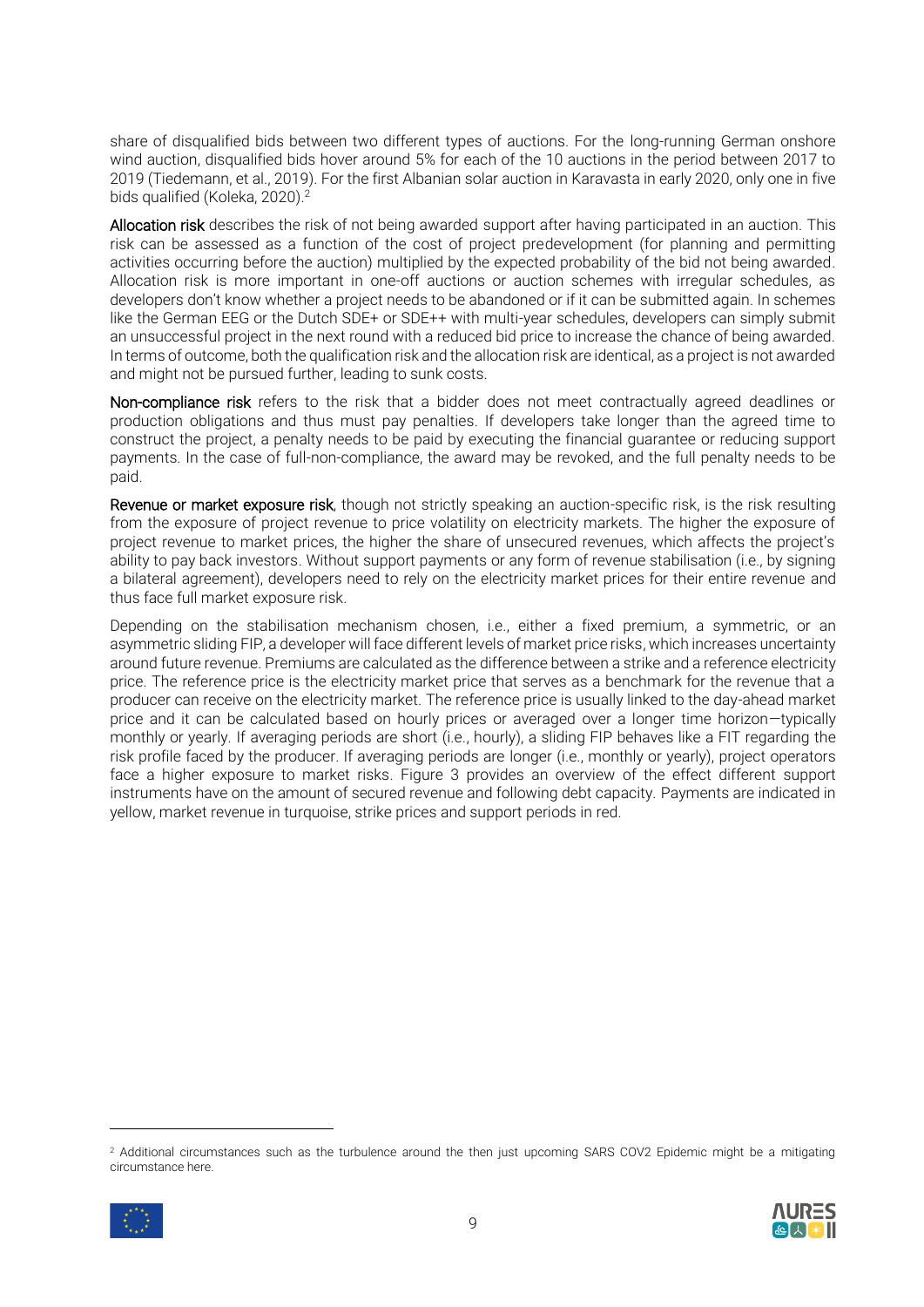share of disqualified bids between two different types of auctions. For the long-running German onshore wind auction, disqualified bids hover around 5% for each of the 10 auctions in the period between 2017 to 2019 (Tiedemann, et al., 2019). For the first Albanian solar auction in Karavasta in early 2020, only one in five bids qualified (Koleka, 2020).[2]

**Allocation risk** describes the risk of not being awarded support after having participated in an auction. This risk can be assessed as a function of the cost of project predevelopment (for planning and permitting activities occurring before the auction) multiplied by the expected probability of the bid not being awarded. Allocation risk is more important in one-off auctions or auction schemes with irregular schedules, as developers don't know whether a project needs to be abandoned or if it can be submitted again. In schemes like the German EEG or the Dutch SDE+ or SDE++ with multi-year schedules, developers can simply submit an unsuccessful project in the next round with a reduced bid price to increase the chance of being awarded. In terms of outcome, both the qualification risk and the allocation risk are identical, as a project is not awarded and might not be pursued further, leading to sunk costs.

**Non-compliance risk** refers to the risk that a bidder does not meet contractually agreed deadlines or production obligations and thus must pay penalties. If developers take longer than the agreed time to construct the project, a penalty needs to be paid by executing the financial guarantee or reducing support payments. In the case of full-non-compliance, the award may be revoked, and the full penalty needs to be paid.

**Revenue or market exposure risk**, though not strictly speaking an auction-specific risk, is the risk resulting from the exposure of project revenue to price volatility on electricity markets. The higher the exposure of project revenue to market prices, the higher the share of unsecured revenues, which affects the project's ability to pay back investors. Without support payments or any form of revenue stabilisation (i.e., by signing a bilateral agreement), developers need to rely on the electricity market prices for their entire revenue and thus face full market exposure risk.

Depending on the stabilisation mechanism chosen, i.e., either a fixed premium, a symmetric, or an asymmetric sliding FIP, a developer will face different levels of market price risks, which increases uncertainty around future revenue. Premiums are calculated as the difference between a strike and a reference electricity price. The reference price is the electricity market price that serves as a benchmark for the revenue that a producer can receive on the electricity market. The reference price is usually linked to the day-ahead market price and it can be calculated based on hourly prices or averaged over a longer time horizon—typically monthly or yearly. If averaging periods are short (i.e., hourly), a sliding FIP behaves like a FIT regarding the risk profile faced by the producer. If averaging periods are longer (i.e., monthly or yearly), project operators face a higher exposure to market risks. Figure 3 provides an overview of the effect different support instruments have on the amount of secured revenue and following debt capacity. Payments are indicated in yellow, market revenue in turquoise, strike prices and support periods in red.

[2] Additional circumstances such as the turbulence around the then just upcoming SARS COV2 Epidemic might be a mitigating circumstance here.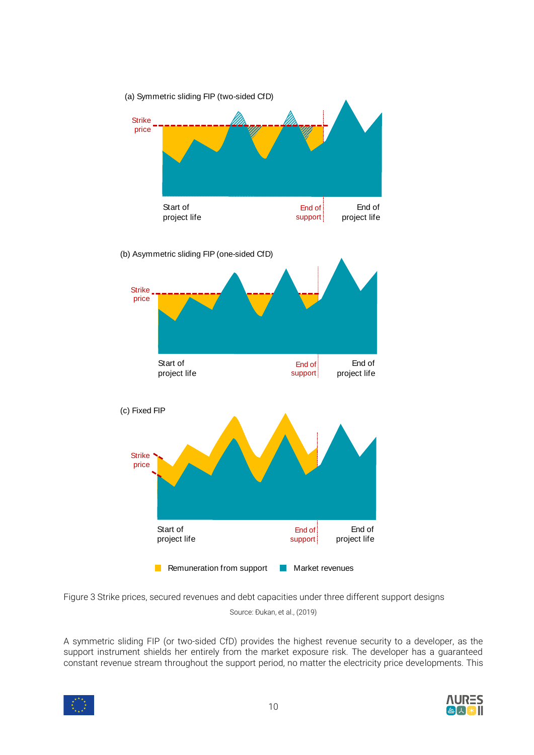Figure 3 Strike prices, secured revenues and debt capacities under three different support designs

Source: Đukan, et al., (2019)

A symmetric sliding FIP (or two-sided CfD) provides the highest revenue security to a developer, as the support instrument shields her entirely from the market exposure risk. The developer has a guaranteed constant revenue stream throughout the support period, no matter the electricity price developments. This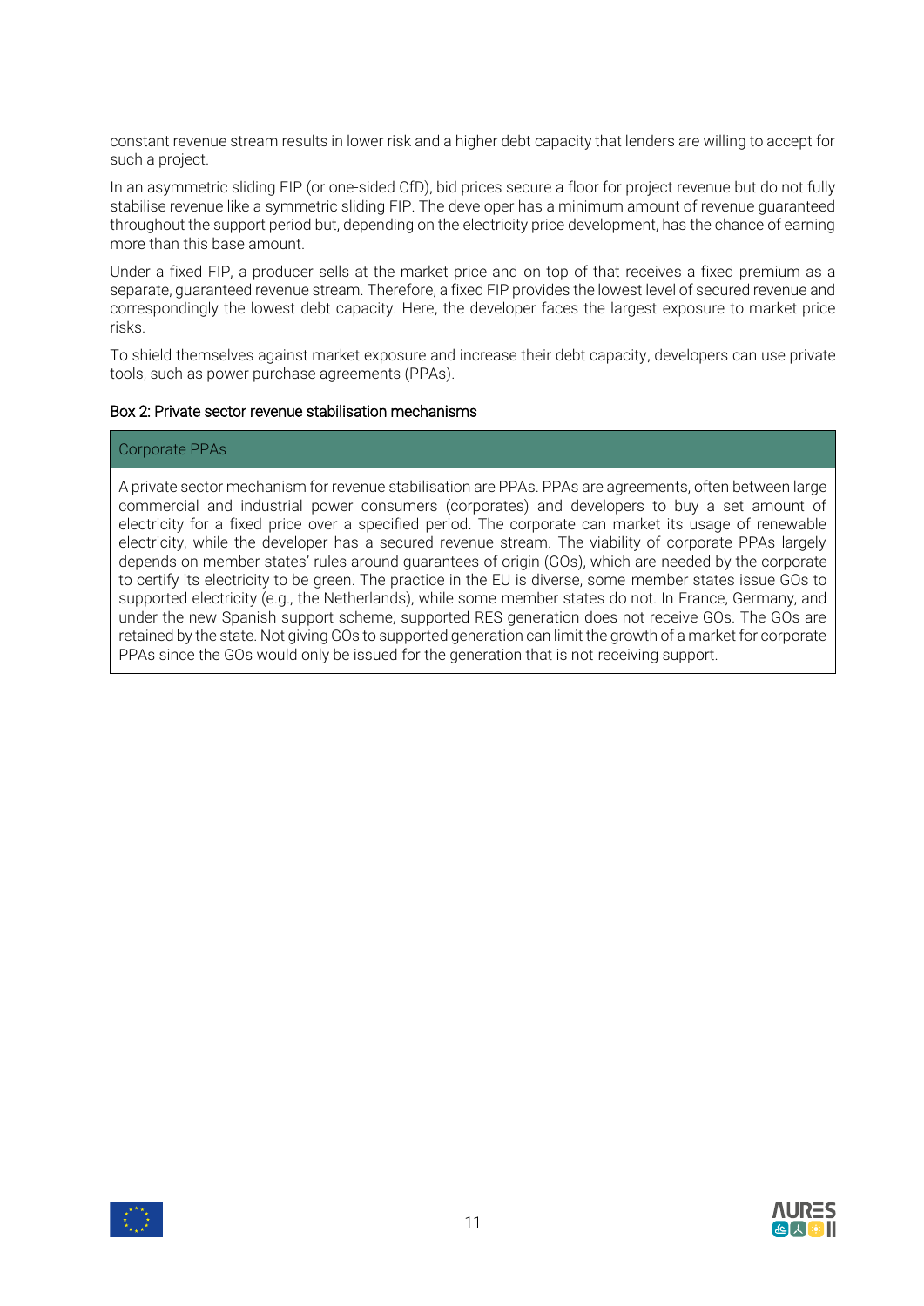constant revenue stream results in lower risk and a higher debt capacity that lenders are willing to accept for such a project.

In an asymmetric sliding FIP (or one-sided CfD), bid prices secure a floor for project revenue but do not fully stabilise revenue like a symmetric sliding FIP. The developer has a minimum amount of revenue guaranteed throughout the support period but, depending on the electricity price development, has the chance of earning more than this base amount.

Under a fixed FIP, a producer sells at the market price and on top of that receives a fixed premium as a separate, guaranteed revenue stream. Therefore, a fixed FIP provides the lowest level of secured revenue and correspondingly the lowest debt capacity. Here, the developer faces the largest exposure to market price risks.

To shield themselves against market exposure and increase their debt capacity, developers can use private tools, such as power purchase agreements (PPAs).

**Box 2: Private sector revenue stabilisation mechanisms**

| Corporate PPAs |
| --- |
| A private sector mechanism for revenue stabilisation are PPAs. PPAs are agreements, often between large commercial and industrial power consumers (corporates) and developers to buy a set amount of electricity for a fixed price over a specified period. The corporate can market its usage of renewable electricity, while the developer has a secured revenue stream. The viability of corporate PPAs largely depends on member states' rules around guarantees of origin (GOs), which are needed by the corporate to certify its electricity to be green. The practice in the EU is diverse, some member states issue GOs to supported electricity (e.g., the Netherlands), while some member states do not. In France, Germany, and under the new Spanish support scheme, supported RES generation does not receive GOs. The GOs are retained by the state. Not giving GOs to supported generation can limit the growth of a market for corporate PPAs since the GOs would only be issued for the generation that is not receiving support. |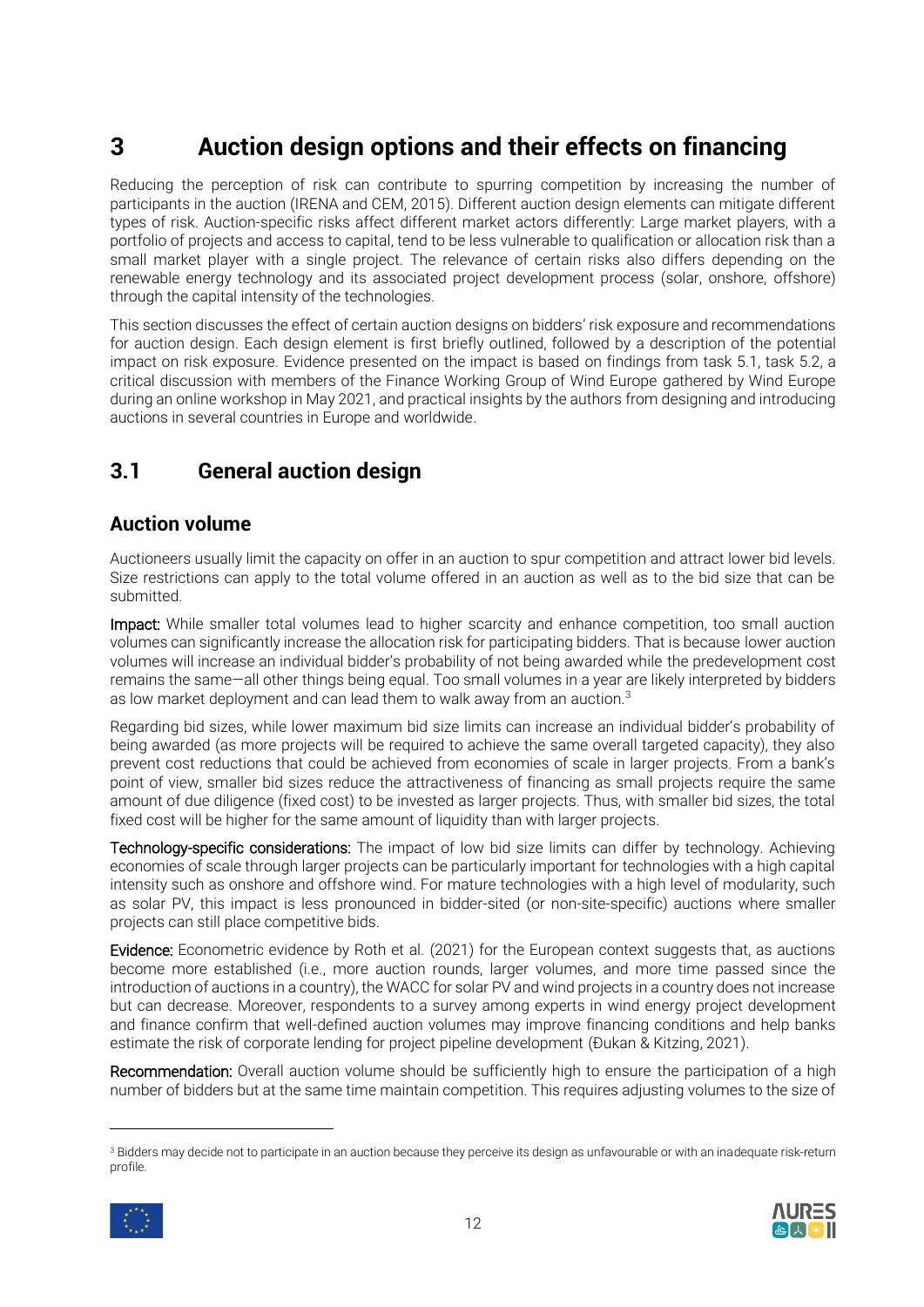# 3 Auction design options and their effects on financing

Reducing the perception of risk can contribute to spurring competition by increasing the number of participants in the auction (IRENA and CEM, 2015). Different auction design elements can mitigate different types of risk. Auction-specific risks affect different market actors differently: Large market players, with a portfolio of projects and access to capital, tend to be less vulnerable to qualification or allocation risk than a small market player with a single project. The relevance of certain risks also differs depending on the renewable energy technology and its associated project development process (solar, onshore, offshore) through the capital intensity of the technologies.

This section discusses the effect of certain auction designs on bidders' risk exposure and recommendations for auction design. Each design element is first briefly outlined, followed by a description of the potential impact on risk exposure. Evidence presented on the impact is based on findings from task 5.1, task 5.2, a critical discussion with members of the Finance Working Group of Wind Europe gathered by Wind Europe during an online workshop in May 2021, and practical insights by the authors from designing and introducing auctions in several countries in Europe and worldwide.

## 3.1 General auction design

### Auction volume

Auctioneers usually limit the capacity on offer in an auction to spur competition and attract lower bid levels. Size restrictions can apply to the total volume offered in an auction as well as to the bid size that can be submitted.

**Impact:** While smaller total volumes lead to higher scarcity and enhance competition, too small auction volumes can significantly increase the allocation risk for participating bidders. That is because lower auction volumes will increase an individual bidder's probability of not being awarded while the predevelopment cost remains the same—all other things being equal. Too small volumes in a year are likely interpreted by bidders as low market deployment and can lead them to walk away from an auction.[3]

Regarding bid sizes, while lower maximum bid size limits can increase an individual bidder's probability of being awarded (as more projects will be required to achieve the same overall targeted capacity), they also prevent cost reductions that could be achieved from economies of scale in larger projects. From a bank's point of view, smaller bid sizes reduce the attractiveness of financing as small projects require the same amount of due diligence (fixed cost) to be invested as larger projects. Thus, with smaller bid sizes, the total fixed cost will be higher for the same amount of liquidity than with larger projects.

**Technology-specific considerations:** The impact of low bid size limits can differ by technology. Achieving economies of scale through larger projects can be particularly important for technologies with a high capital intensity such as onshore and offshore wind. For mature technologies with a high level of modularity, such as solar PV, this impact is less pronounced in bidder-sited (or non-site-specific) auctions where smaller projects can still place competitive bids.

**Evidence:** Econometric evidence by Roth et al. (2021) for the European context suggests that, as auctions become more established (i.e., more auction rounds, larger volumes, and more time passed since the introduction of auctions in a country), the WACC for solar PV and wind projects in a country does not increase but can decrease. Moreover, respondents to a survey among experts in wind energy project development and finance confirm that well-defined auction volumes may improve financing conditions and help banks estimate the risk of corporate lending for project pipeline development (Đukan & Kitzing, 2021).

**Recommendation:** Overall auction volume should be sufficiently high to ensure the participation of a high number of bidders but at the same time maintain competition. This requires adjusting volumes to the size of

[3] Bidders may decide not to participate in an auction because they perceive its design as unfavourable or with an inadequate risk-return profile.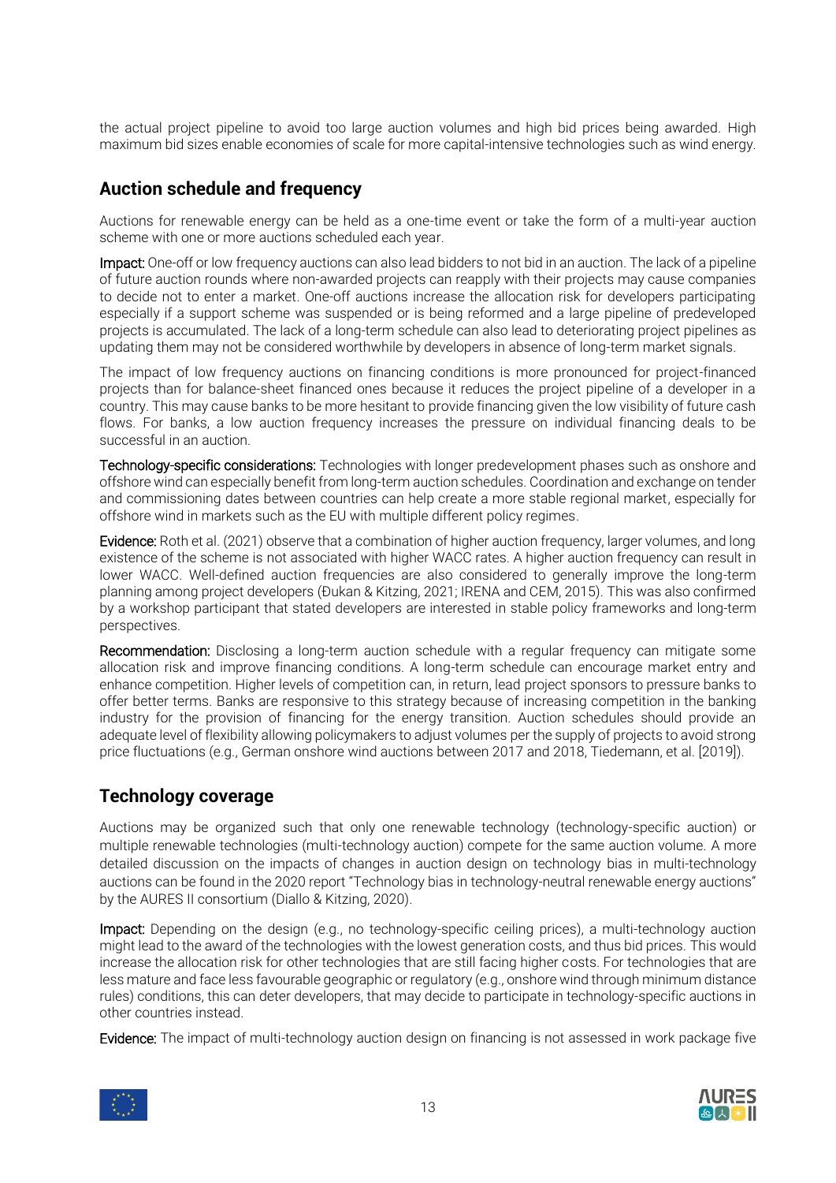the actual project pipeline to avoid too large auction volumes and high bid prices being awarded. High maximum bid sizes enable economies of scale for more capital-intensive technologies such as wind energy.

## Auction schedule and frequency

Auctions for renewable energy can be held as a one-time event or take the form of a multi-year auction scheme with one or more auctions scheduled each year.

**Impact:** One-off or low frequency auctions can also lead bidders to not bid in an auction. The lack of a pipeline of future auction rounds where non-awarded projects can reapply with their projects may cause companies to decide not to enter a market. One-off auctions increase the allocation risk for developers participating especially if a support scheme was suspended or is being reformed and a large pipeline of predeveloped projects is accumulated. The lack of a long-term schedule can also lead to deteriorating project pipelines as updating them may not be considered worthwhile by developers in absence of long-term market signals.

The impact of low frequency auctions on financing conditions is more pronounced for project-financed projects than for balance-sheet financed ones because it reduces the project pipeline of a developer in a country. This may cause banks to be more hesitant to provide financing given the low visibility of future cash flows. For banks, a low auction frequency increases the pressure on individual financing deals to be successful in an auction.

**Technology-specific considerations:** Technologies with longer predevelopment phases such as onshore and offshore wind can especially benefit from long-term auction schedules. Coordination and exchange on tender and commissioning dates between countries can help create a more stable regional market, especially for offshore wind in markets such as the EU with multiple different policy regimes.

**Evidence:** Roth et al. (2021) observe that a combination of higher auction frequency, larger volumes, and long existence of the scheme is not associated with higher WACC rates. A higher auction frequency can result in lower WACC. Well-defined auction frequencies are also considered to generally improve the long-term planning among project developers (Đukan & Kitzing, 2021; IRENA and CEM, 2015). This was also confirmed by a workshop participant that stated developers are interested in stable policy frameworks and long-term perspectives.

**Recommendation:** Disclosing a long-term auction schedule with a regular frequency can mitigate some allocation risk and improve financing conditions. A long-term schedule can encourage market entry and enhance competition. Higher levels of competition can, in return, lead project sponsors to pressure banks to offer better terms. Banks are responsive to this strategy because of increasing competition in the banking industry for the provision of financing for the energy transition. Auction schedules should provide an adequate level of flexibility allowing policymakers to adjust volumes per the supply of projects to avoid strong price fluctuations (e.g., German onshore wind auctions between 2017 and 2018, Tiedemann, et al. [2019]).

## Technology coverage

Auctions may be organized such that only one renewable technology (technology-specific auction) or multiple renewable technologies (multi-technology auction) compete for the same auction volume. A more detailed discussion on the impacts of changes in auction design on technology bias in multi-technology auctions can be found in the 2020 report "Technology bias in technology-neutral renewable energy auctions" by the AURES II consortium (Diallo & Kitzing, 2020).

**Impact:** Depending on the design (e.g., no technology-specific ceiling prices), a multi-technology auction might lead to the award of the technologies with the lowest generation costs, and thus bid prices. This would increase the allocation risk for other technologies that are still facing higher costs. For technologies that are less mature and face less favourable geographic or regulatory (e.g., onshore wind through minimum distance rules) conditions, this can deter developers, that may decide to participate in technology-specific auctions in other countries instead.

**Evidence:** The impact of multi-technology auction design on financing is not assessed in work package five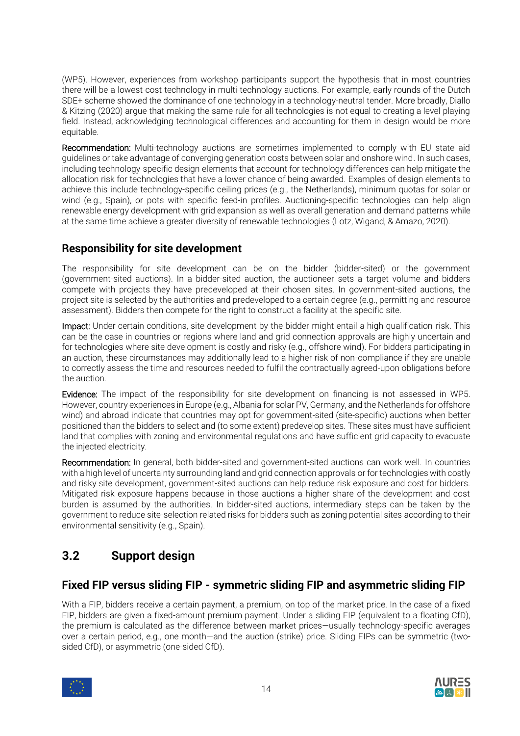(WP5). However, experiences from workshop participants support the hypothesis that in most countries there will be a lowest-cost technology in multi-technology auctions. For example, early rounds of the Dutch SDE+ scheme showed the dominance of one technology in a technology-neutral tender. More broadly, Diallo & Kitzing (2020) argue that making the same rule for all technologies is not equal to creating a level playing field. Instead, acknowledging technological differences and accounting for them in design would be more equitable.

**Recommendation:** Multi-technology auctions are sometimes implemented to comply with EU state aid guidelines or take advantage of converging generation costs between solar and onshore wind. In such cases, including technology-specific design elements that account for technology differences can help mitigate the allocation risk for technologies that have a lower chance of being awarded. Examples of design elements to achieve this include technology-specific ceiling prices (e.g., the Netherlands), minimum quotas for solar or wind (e.g., Spain), or pots with specific feed-in profiles. Auctioning-specific technologies can help align renewable energy development with grid expansion as well as overall generation and demand patterns while at the same time achieve a greater diversity of renewable technologies (Lotz, Wigand, & Amazo, 2020).

### Responsibility for site development

The responsibility for site development can be on the bidder (bidder-sited) or the government (government-sited auctions). In a bidder-sited auction, the auctioneer sets a target volume and bidders compete with projects they have predeveloped at their chosen sites. In government-sited auctions, the project site is selected by the authorities and predeveloped to a certain degree (e.g., permitting and resource assessment). Bidders then compete for the right to construct a facility at the specific site.

**Impact:** Under certain conditions, site development by the bidder might entail a high qualification risk. This can be the case in countries or regions where land and grid connection approvals are highly uncertain and for technologies where site development is costly and risky (e.g., offshore wind). For bidders participating in an auction, these circumstances may additionally lead to a higher risk of non-compliance if they are unable to correctly assess the time and resources needed to fulfil the contractually agreed-upon obligations before the auction.

**Evidence:** The impact of the responsibility for site development on financing is not assessed in WP5. However, country experiences in Europe (e.g., Albania for solar PV, Germany, and the Netherlands for offshore wind) and abroad indicate that countries may opt for government-sited (site-specific) auctions when better positioned than the bidders to select and (to some extent) predevelop sites. These sites must have sufficient land that complies with zoning and environmental regulations and have sufficient grid capacity to evacuate the injected electricity.

**Recommendation:** In general, both bidder-sited and government-sited auctions can work well. In countries with a high level of uncertainty surrounding land and grid connection approvals or for technologies with costly and risky site development, government-sited auctions can help reduce risk exposure and cost for bidders. Mitigated risk exposure happens because in those auctions a higher share of the development and cost burden is assumed by the authorities. In bidder-sited auctions, intermediary steps can be taken by the government to reduce site-selection related risks for bidders such as zoning potential sites according to their environmental sensitivity (e.g., Spain).

## 3.2 Support design

### Fixed FIP versus sliding FIP - symmetric sliding FIP and asymmetric sliding FIP

With a FIP, bidders receive a certain payment, a premium, on top of the market price. In the case of a fixed FIP, bidders are given a fixed-amount premium payment. Under a sliding FIP (equivalent to a floating CfD), the premium is calculated as the difference between market prices—usually technology-specific averages over a certain period, e.g., one month—and the auction (strike) price. Sliding FIPs can be symmetric (two-sided CfD), or asymmetric (one-sided CfD).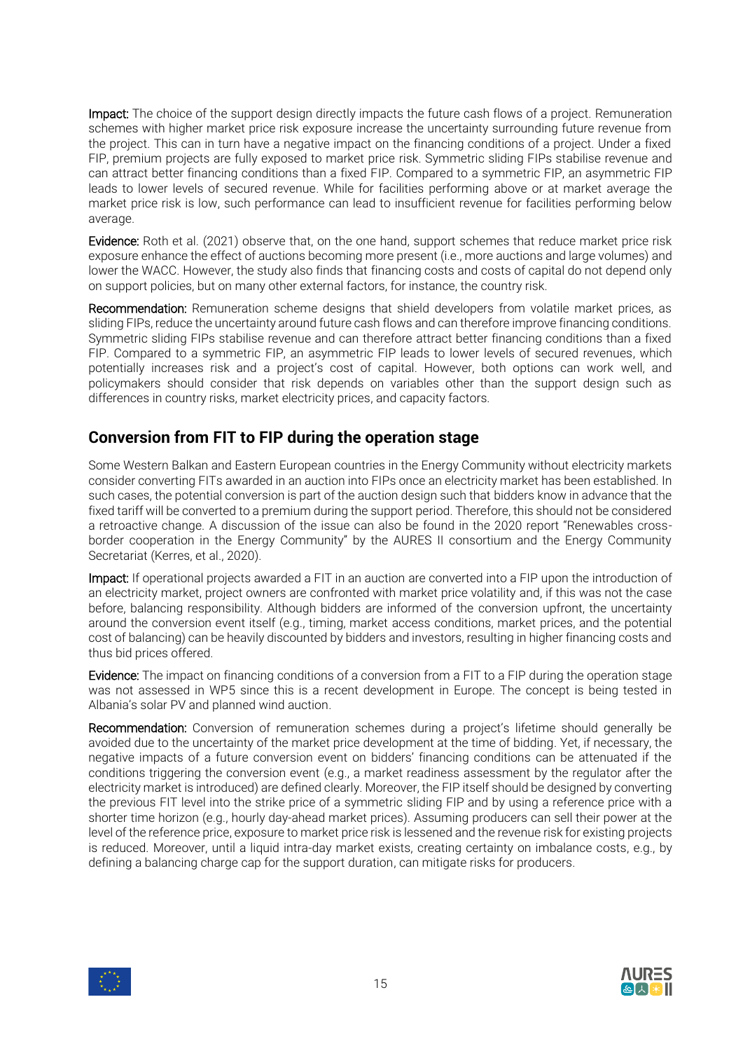**Impact:** The choice of the support design directly impacts the future cash flows of a project. Remuneration schemes with higher market price risk exposure increase the uncertainty surrounding future revenue from the project. This can in turn have a negative impact on the financing conditions of a project. Under a fixed FIP, premium projects are fully exposed to market price risk. Symmetric sliding FIPs stabilise revenue and can attract better financing conditions than a fixed FIP. Compared to a symmetric FIP, an asymmetric FIP leads to lower levels of secured revenue. While for facilities performing above or at market average the market price risk is low, such performance can lead to insufficient revenue for facilities performing below average.

**Evidence:** Roth et al. (2021) observe that, on the one hand, support schemes that reduce market price risk exposure enhance the effect of auctions becoming more present (i.e., more auctions and large volumes) and lower the WACC. However, the study also finds that financing costs and costs of capital do not depend only on support policies, but on many other external factors, for instance, the country risk.

**Recommendation:** Remuneration scheme designs that shield developers from volatile market prices, as sliding FIPs, reduce the uncertainty around future cash flows and can therefore improve financing conditions. Symmetric sliding FIPs stabilise revenue and can therefore attract better financing conditions than a fixed FIP. Compared to a symmetric FIP, an asymmetric FIP leads to lower levels of secured revenues, which potentially increases risk and a project's cost of capital. However, both options can work well, and policymakers should consider that risk depends on variables other than the support design such as differences in country risks, market electricity prices, and capacity factors.

## Conversion from FIT to FIP during the operation stage

Some Western Balkan and Eastern European countries in the Energy Community without electricity markets consider converting FITs awarded in an auction into FIPs once an electricity market has been established. In such cases, the potential conversion is part of the auction design such that bidders know in advance that the fixed tariff will be converted to a premium during the support period. Therefore, this should not be considered a retroactive change. A discussion of the issue can also be found in the 2020 report "Renewables cross-border cooperation in the Energy Community" by the AURES II consortium and the Energy Community Secretariat (Kerres, et al., 2020).

**Impact:** If operational projects awarded a FIT in an auction are converted into a FIP upon the introduction of an electricity market, project owners are confronted with market price volatility and, if this was not the case before, balancing responsibility. Although bidders are informed of the conversion upfront, the uncertainty around the conversion event itself (e.g., timing, market access conditions, market prices, and the potential cost of balancing) can be heavily discounted by bidders and investors, resulting in higher financing costs and thus bid prices offered.

**Evidence:** The impact on financing conditions of a conversion from a FIT to a FIP during the operation stage was not assessed in WP5 since this is a recent development in Europe. The concept is being tested in Albania's solar PV and planned wind auction.

**Recommendation:** Conversion of remuneration schemes during a project's lifetime should generally be avoided due to the uncertainty of the market price development at the time of bidding. Yet, if necessary, the negative impacts of a future conversion event on bidders' financing conditions can be attenuated if the conditions triggering the conversion event (e.g., a market readiness assessment by the regulator after the electricity market is introduced) are defined clearly. Moreover, the FIP itself should be designed by converting the previous FIT level into the strike price of a symmetric sliding FIP and by using a reference price with a shorter time horizon (e.g., hourly day-ahead market prices). Assuming producers can sell their power at the level of the reference price, exposure to market price risk is lessened and the revenue risk for existing projects is reduced. Moreover, until a liquid intra-day market exists, creating certainty on imbalance costs, e.g., by defining a balancing charge cap for the support duration, can mitigate risks for producers.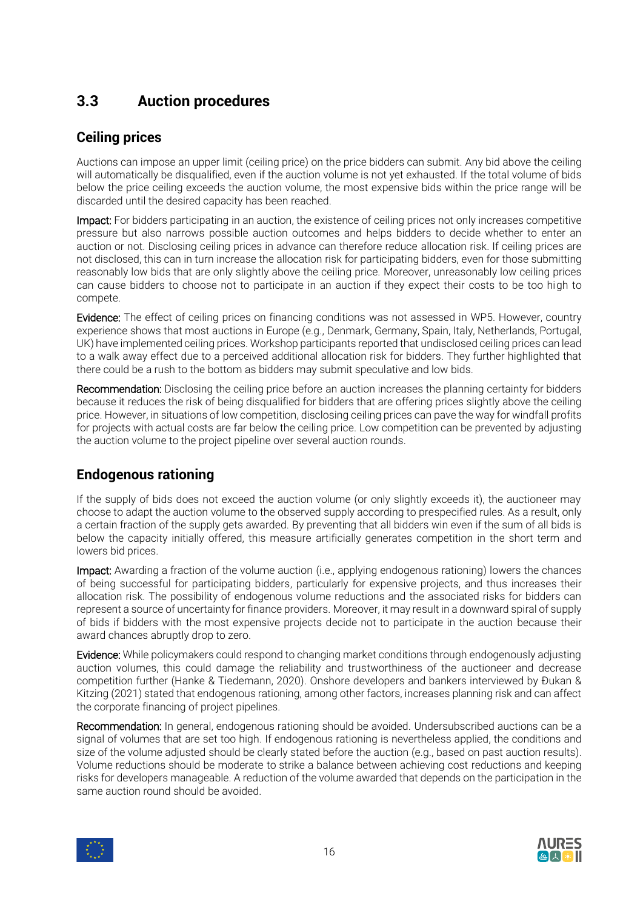## 3.3 Auction procedures

### Ceiling prices

Auctions can impose an upper limit (ceiling price) on the price bidders can submit. Any bid above the ceiling will automatically be disqualified, even if the auction volume is not yet exhausted. If the total volume of bids below the price ceiling exceeds the auction volume, the most expensive bids within the price range will be discarded until the desired capacity has been reached.

**Impact:** For bidders participating in an auction, the existence of ceiling prices not only increases competitive pressure but also narrows possible auction outcomes and helps bidders to decide whether to enter an auction or not. Disclosing ceiling prices in advance can therefore reduce allocation risk. If ceiling prices are not disclosed, this can in turn increase the allocation risk for participating bidders, even for those submitting reasonably low bids that are only slightly above the ceiling price. Moreover, unreasonably low ceiling prices can cause bidders to choose not to participate in an auction if they expect their costs to be too high to compete.

**Evidence:** The effect of ceiling prices on financing conditions was not assessed in WP5. However, country experience shows that most auctions in Europe (e.g., Denmark, Germany, Spain, Italy, Netherlands, Portugal, UK) have implemented ceiling prices. Workshop participants reported that undisclosed ceiling prices can lead to a walk away effect due to a perceived additional allocation risk for bidders. They further highlighted that there could be a rush to the bottom as bidders may submit speculative and low bids.

**Recommendation:** Disclosing the ceiling price before an auction increases the planning certainty for bidders because it reduces the risk of being disqualified for bidders that are offering prices slightly above the ceiling price. However, in situations of low competition, disclosing ceiling prices can pave the way for windfall profits for projects with actual costs are far below the ceiling price. Low competition can be prevented by adjusting the auction volume to the project pipeline over several auction rounds.

### Endogenous rationing

If the supply of bids does not exceed the auction volume (or only slightly exceeds it), the auctioneer may choose to adapt the auction volume to the observed supply according to prespecified rules. As a result, only a certain fraction of the supply gets awarded. By preventing that all bidders win even if the sum of all bids is below the capacity initially offered, this measure artificially generates competition in the short term and lowers bid prices.

**Impact:** Awarding a fraction of the volume auction (i.e., applying endogenous rationing) lowers the chances of being successful for participating bidders, particularly for expensive projects, and thus increases their allocation risk. The possibility of endogenous volume reductions and the associated risks for bidders can represent a source of uncertainty for finance providers. Moreover, it may result in a downward spiral of supply of bids if bidders with the most expensive projects decide not to participate in the auction because their award chances abruptly drop to zero.

**Evidence:** While policymakers could respond to changing market conditions through endogenously adjusting auction volumes, this could damage the reliability and trustworthiness of the auctioneer and decrease competition further (Hanke & Tiedemann, 2020). Onshore developers and bankers interviewed by Đukan & Kitzing (2021) stated that endogenous rationing, among other factors, increases planning risk and can affect the corporate financing of project pipelines.

**Recommendation:** In general, endogenous rationing should be avoided. Undersubscribed auctions can be a signal of volumes that are set too high. If endogenous rationing is nevertheless applied, the conditions and size of the volume adjusted should be clearly stated before the auction (e.g., based on past auction results). Volume reductions should be moderate to strike a balance between achieving cost reductions and keeping risks for developers manageable. A reduction of the volume awarded that depends on the participation in the same auction round should be avoided.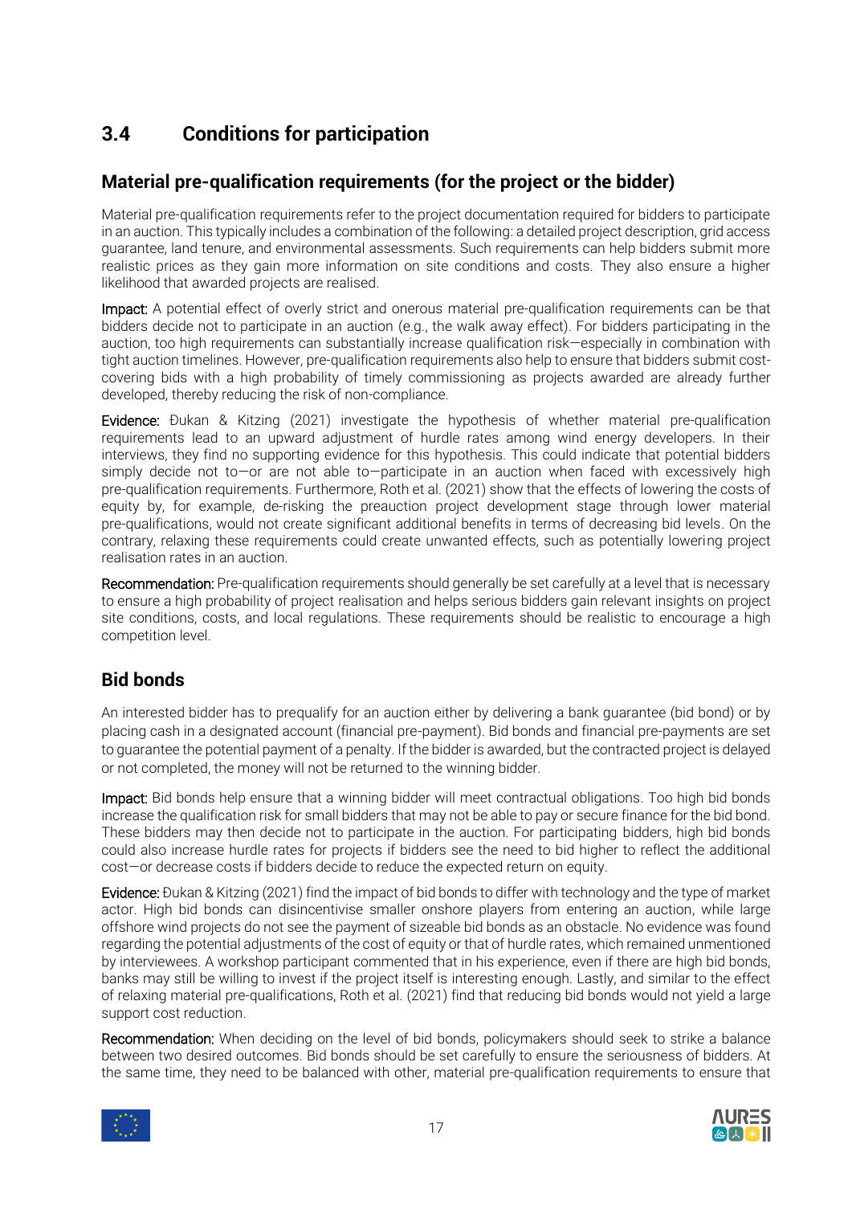## 3.4 Conditions for participation

### Material pre-qualification requirements (for the project or the bidder)

Material pre-qualification requirements refer to the project documentation required for bidders to participate in an auction. This typically includes a combination of the following: a detailed project description, grid access guarantee, land tenure, and environmental assessments. Such requirements can help bidders submit more realistic prices as they gain more information on site conditions and costs. They also ensure a higher likelihood that awarded projects are realised.

**Impact:** A potential effect of overly strict and onerous material pre-qualification requirements can be that bidders decide not to participate in an auction (e.g., the walk away effect). For bidders participating in the auction, too high requirements can substantially increase qualification risk—especially in combination with tight auction timelines. However, pre-qualification requirements also help to ensure that bidders submit cost-covering bids with a high probability of timely commissioning as projects awarded are already further developed, thereby reducing the risk of non-compliance.

**Evidence:** Đukan & Kitzing (2021) investigate the hypothesis of whether material pre-qualification requirements lead to an upward adjustment of hurdle rates among wind energy developers. In their interviews, they find no supporting evidence for this hypothesis. This could indicate that potential bidders simply decide not to—or are not able to—participate in an auction when faced with excessively high pre-qualification requirements. Furthermore, Roth et al. (2021) show that the effects of lowering the costs of equity by, for example, de-risking the preauction project development stage through lower material pre-qualifications, would not create significant additional benefits in terms of decreasing bid levels. On the contrary, relaxing these requirements could create unwanted effects, such as potentially lowering project realisation rates in an auction.

**Recommendation:** Pre-qualification requirements should generally be set carefully at a level that is necessary to ensure a high probability of project realisation and helps serious bidders gain relevant insights on project site conditions, costs, and local regulations. These requirements should be realistic to encourage a high competition level.

### Bid bonds

An interested bidder has to prequalify for an auction either by delivering a bank guarantee (bid bond) or by placing cash in a designated account (financial pre-payment). Bid bonds and financial pre-payments are set to guarantee the potential payment of a penalty. If the bidder is awarded, but the contracted project is delayed or not completed, the money will not be returned to the winning bidder.

**Impact:** Bid bonds help ensure that a winning bidder will meet contractual obligations. Too high bid bonds increase the qualification risk for small bidders that may not be able to pay or secure finance for the bid bond. These bidders may then decide not to participate in the auction. For participating bidders, high bid bonds could also increase hurdle rates for projects if bidders see the need to bid higher to reflect the additional cost—or decrease costs if bidders decide to reduce the expected return on equity.

**Evidence:** Đukan & Kitzing (2021) find the impact of bid bonds to differ with technology and the type of market actor. High bid bonds can disincentivise smaller onshore players from entering an auction, while large offshore wind projects do not see the payment of sizeable bid bonds as an obstacle. No evidence was found regarding the potential adjustments of the cost of equity or that of hurdle rates, which remained unmentioned by interviewees. A workshop participant commented that in his experience, even if there are high bid bonds, banks may still be willing to invest if the project itself is interesting enough. Lastly, and similar to the effect of relaxing material pre-qualifications, Roth et al. (2021) find that reducing bid bonds would not yield a large support cost reduction.

**Recommendation:** When deciding on the level of bid bonds, policymakers should seek to strike a balance between two desired outcomes. Bid bonds should be set carefully to ensure the seriousness of bidders. At the same time, they need to be balanced with other, material pre-qualification requirements to ensure that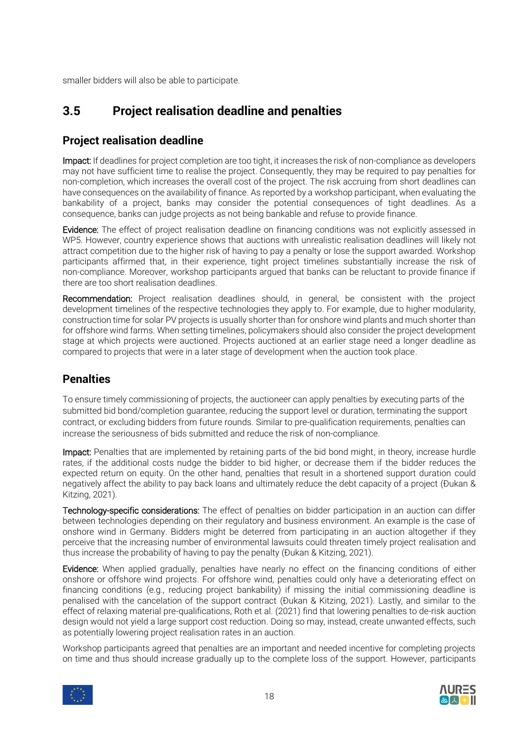smaller bidders will also be able to participate.

## 3.5 Project realisation deadline and penalties

### Project realisation deadline

**Impact:** If deadlines for project completion are too tight, it increases the risk of non-compliance as developers may not have sufficient time to realise the project. Consequently, they may be required to pay penalties for non-completion, which increases the overall cost of the project. The risk accruing from short deadlines can have consequences on the availability of finance. As reported by a workshop participant, when evaluating the bankability of a project, banks may consider the potential consequences of tight deadlines. As a consequence, banks can judge projects as not being bankable and refuse to provide finance.

**Evidence:** The effect of project realisation deadline on financing conditions was not explicitly assessed in WP5. However, country experience shows that auctions with unrealistic realisation deadlines will likely not attract competition due to the higher risk of having to pay a penalty or lose the support awarded. Workshop participants affirmed that, in their experience, tight project timelines substantially increase the risk of non-compliance. Moreover, workshop participants argued that banks can be reluctant to provide finance if there are too short realisation deadlines.

**Recommendation:** Project realisation deadlines should, in general, be consistent with the project development timelines of the respective technologies they apply to. For example, due to higher modularity, construction time for solar PV projects is usually shorter than for onshore wind plants and much shorter than for offshore wind farms. When setting timelines, policymakers should also consider the project development stage at which projects were auctioned. Projects auctioned at an earlier stage need a longer deadline as compared to projects that were in a later stage of development when the auction took place.

### Penalties

To ensure timely commissioning of projects, the auctioneer can apply penalties by executing parts of the submitted bid bond/completion guarantee, reducing the support level or duration, terminating the support contract, or excluding bidders from future rounds. Similar to pre-qualification requirements, penalties can increase the seriousness of bids submitted and reduce the risk of non-compliance.

**Impact:** Penalties that are implemented by retaining parts of the bid bond might, in theory, increase hurdle rates, if the additional costs nudge the bidder to bid higher, or decrease them if the bidder reduces the expected return on equity. On the other hand, penalties that result in a shortened support duration could negatively affect the ability to pay back loans and ultimately reduce the debt capacity of a project (Đukan & Kitzing, 2021).

**Technology-specific considerations:** The effect of penalties on bidder participation in an auction can differ between technologies depending on their regulatory and business environment. An example is the case of onshore wind in Germany. Bidders might be deterred from participating in an auction altogether if they perceive that the increasing number of environmental lawsuits could threaten timely project realisation and thus increase the probability of having to pay the penalty (Đukan & Kitzing, 2021).

**Evidence:** When applied gradually, penalties have nearly no effect on the financing conditions of either onshore or offshore wind projects. For offshore wind, penalties could only have a deteriorating effect on financing conditions (e.g., reducing project bankability) if missing the initial commissioning deadline is penalised with the cancelation of the support contract (Đukan & Kitzing, 2021). Lastly, and similar to the effect of relaxing material pre-qualifications, Roth et al. (2021) find that lowering penalties to de-risk auction design would not yield a large support cost reduction. Doing so may, instead, create unwanted effects, such as potentially lowering project realisation rates in an auction.

Workshop participants agreed that penalties are an important and needed incentive for completing projects on time and thus should increase gradually up to the complete loss of the support. However, participants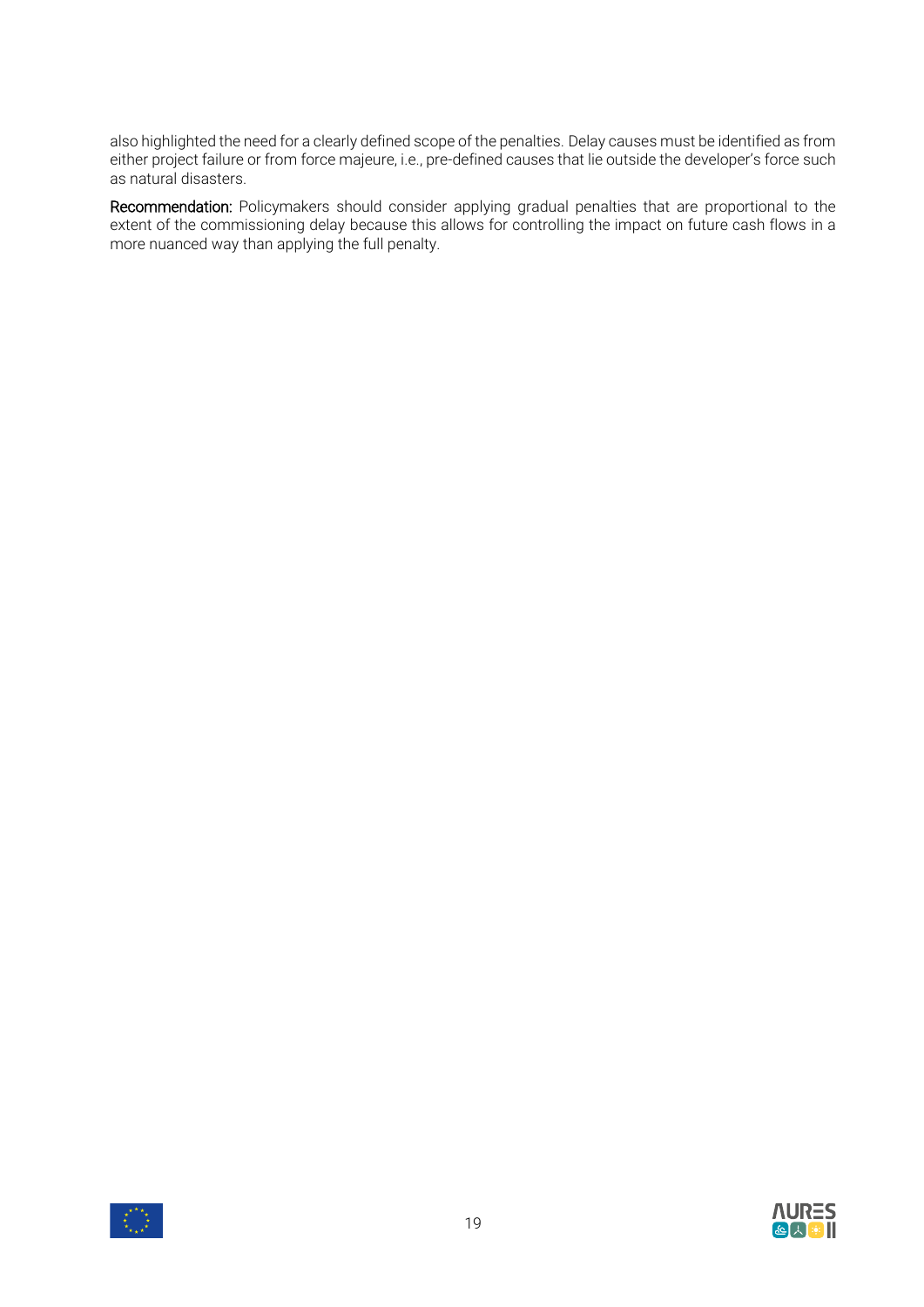also highlighted the need for a clearly defined scope of the penalties. Delay causes must be identified as from either project failure or from force majeure, i.e., pre-defined causes that lie outside the developer's force such as natural disasters.

**Recommendation:** Policymakers should consider applying gradual penalties that are proportional to the extent of the commissioning delay because this allows for controlling the impact on future cash flows in a more nuanced way than applying the full penalty.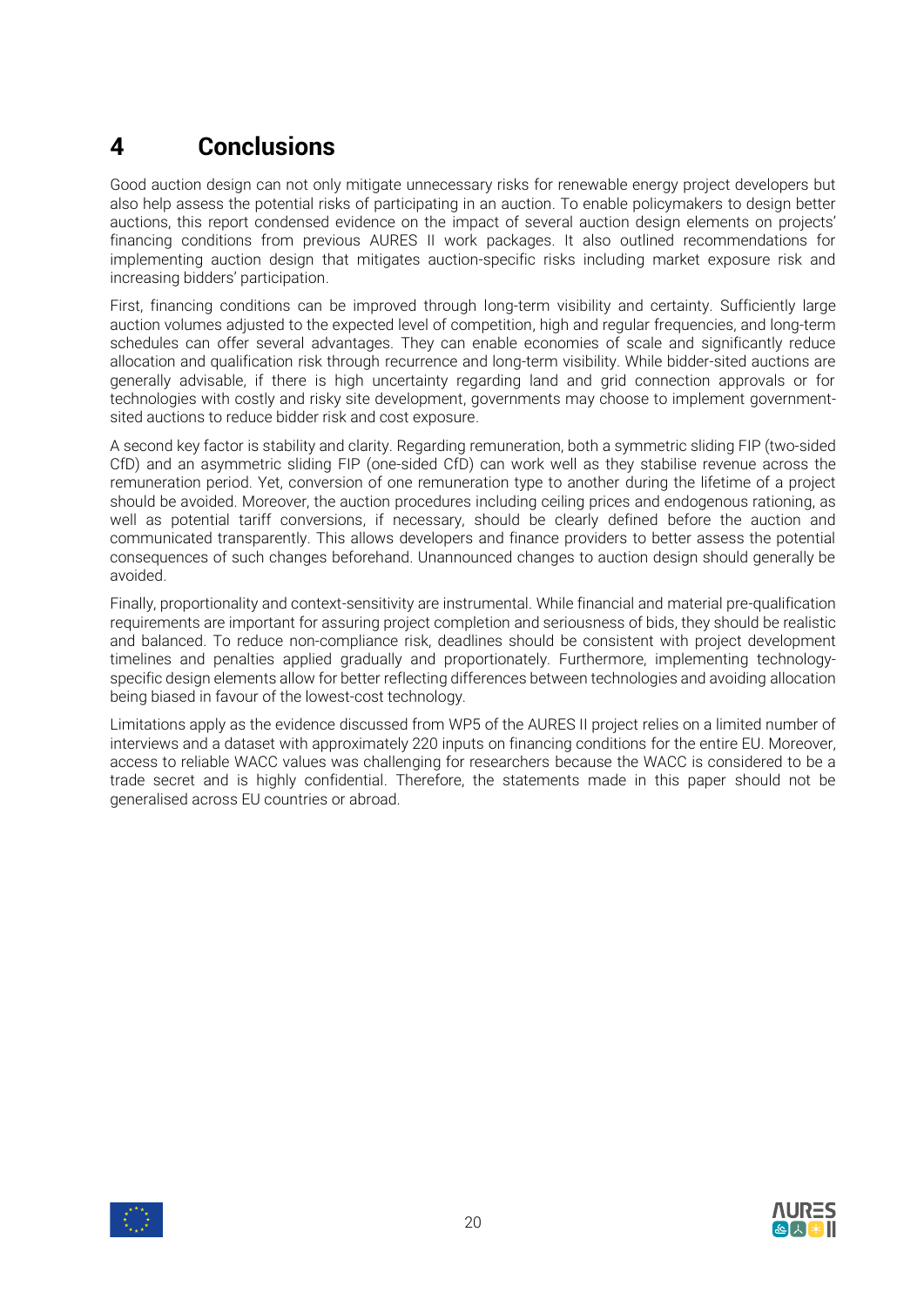# 4 Conclusions

Good auction design can not only mitigate unnecessary risks for renewable energy project developers but also help assess the potential risks of participating in an auction. To enable policymakers to design better auctions, this report condensed evidence on the impact of several auction design elements on projects' financing conditions from previous AURES II work packages. It also outlined recommendations for implementing auction design that mitigates auction-specific risks including market exposure risk and increasing bidders' participation.

First, financing conditions can be improved through long-term visibility and certainty. Sufficiently large auction volumes adjusted to the expected level of competition, high and regular frequencies, and long-term schedules can offer several advantages. They can enable economies of scale and significantly reduce allocation and qualification risk through recurrence and long-term visibility. While bidder-sited auctions are generally advisable, if there is high uncertainty regarding land and grid connection approvals or for technologies with costly and risky site development, governments may choose to implement government-sited auctions to reduce bidder risk and cost exposure.

A second key factor is stability and clarity. Regarding remuneration, both a symmetric sliding FIP (two-sided CfD) and an asymmetric sliding FIP (one-sided CfD) can work well as they stabilise revenue across the remuneration period. Yet, conversion of one remuneration type to another during the lifetime of a project should be avoided. Moreover, the auction procedures including ceiling prices and endogenous rationing, as well as potential tariff conversions, if necessary, should be clearly defined before the auction and communicated transparently. This allows developers and finance providers to better assess the potential consequences of such changes beforehand. Unannounced changes to auction design should generally be avoided.

Finally, proportionality and context-sensitivity are instrumental. While financial and material pre-qualification requirements are important for assuring project completion and seriousness of bids, they should be realistic and balanced. To reduce non-compliance risk, deadlines should be consistent with project development timelines and penalties applied gradually and proportionately. Furthermore, implementing technology-specific design elements allow for better reflecting differences between technologies and avoiding allocation being biased in favour of the lowest-cost technology.

Limitations apply as the evidence discussed from WP5 of the AURES II project relies on a limited number of interviews and a dataset with approximately 220 inputs on financing conditions for the entire EU. Moreover, access to reliable WACC values was challenging for researchers because the WACC is considered to be a trade secret and is highly confidential. Therefore, the statements made in this paper should not be generalised across EU countries or abroad.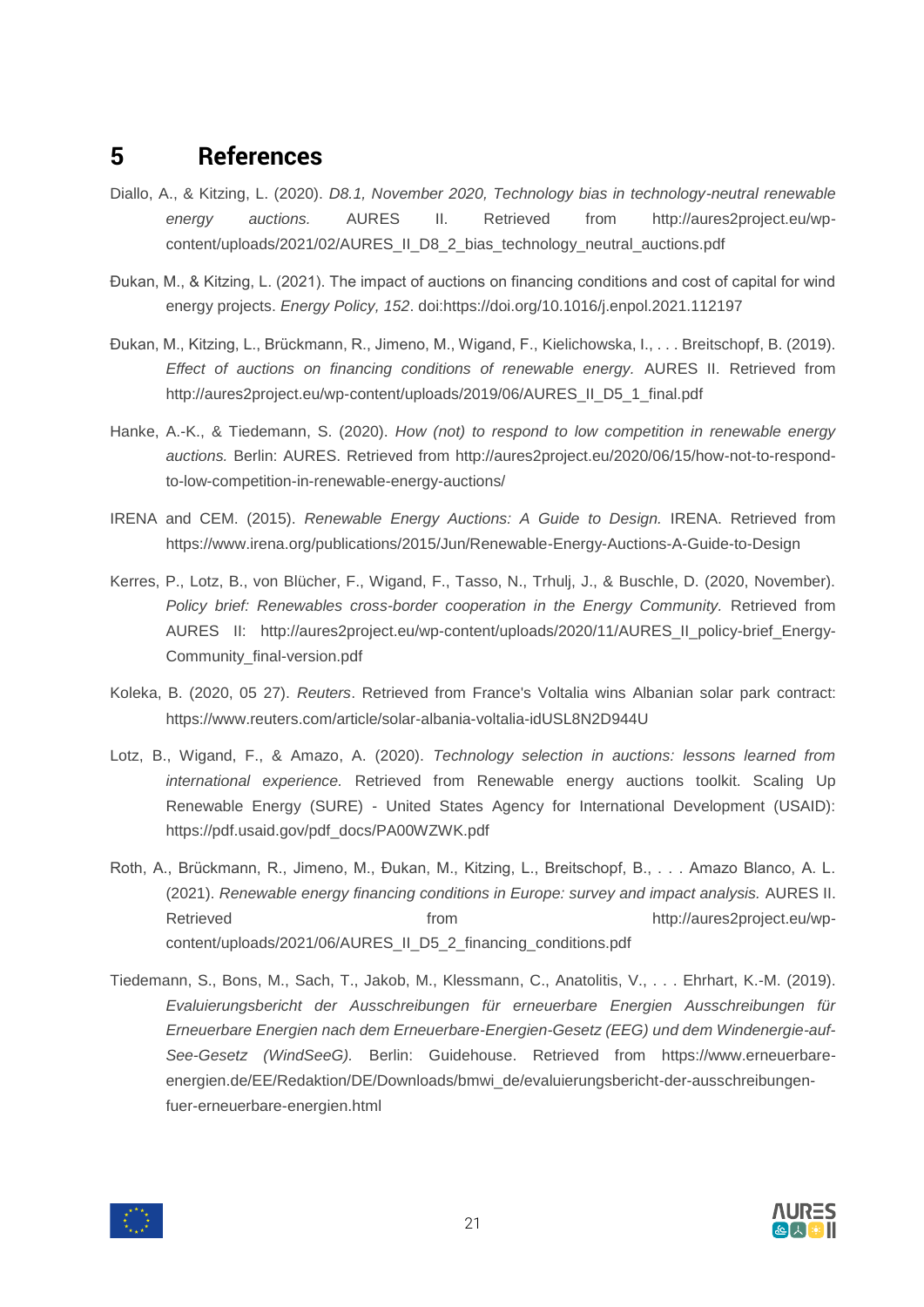# 5 References

Diallo, A., & Kitzing, L. (2020). *D8.1, November 2020, Technology bias in technology-neutral renewable energy auctions.* AURES II. Retrieved from http://aures2project.eu/wp-content/uploads/2021/02/AURES_II_D8_2_bias_technology_neutral_auctions.pdf

Đukan, M., & Kitzing, L. (2021). The impact of auctions on financing conditions and cost of capital for wind energy projects. *Energy Policy, 152*. doi:https://doi.org/10.1016/j.enpol.2021.112197

Đukan, M., Kitzing, L., Brückmann, R., Jimeno, M., Wigand, F., Kielichowska, I., . . . Breitschopf, B. (2019). *Effect of auctions on financing conditions of renewable energy.* AURES II. Retrieved from http://aures2project.eu/wp-content/uploads/2019/06/AURES_II_D5_1_final.pdf

Hanke, A.-K., & Tiedemann, S. (2020). *How (not) to respond to low competition in renewable energy auctions.* Berlin: AURES. Retrieved from http://aures2project.eu/2020/06/15/how-not-to-respond-to-low-competition-in-renewable-energy-auctions/

IRENA and CEM. (2015). *Renewable Energy Auctions: A Guide to Design.* IRENA. Retrieved from https://www.irena.org/publications/2015/Jun/Renewable-Energy-Auctions-A-Guide-to-Design

Kerres, P., Lotz, B., von Blücher, F., Wigand, F., Tasso, N., Trhulj, J., & Buschle, D. (2020, November). *Policy brief: Renewables cross-border cooperation in the Energy Community.* Retrieved from AURES II: http://aures2project.eu/wp-content/uploads/2020/11/AURES_II_policy-brief_Energy-Community_final-version.pdf

Koleka, B. (2020, 05 27). *Reuters*. Retrieved from France's Voltalia wins Albanian solar park contract: https://www.reuters.com/article/solar-albania-voltalia-idUSL8N2D944U

Lotz, B., Wigand, F., & Amazo, A. (2020). *Technology selection in auctions: lessons learned from international experience.* Retrieved from Renewable energy auctions toolkit. Scaling Up Renewable Energy (SURE) - United States Agency for International Development (USAID): https://pdf.usaid.gov/pdf_docs/PA00WZWK.pdf

Roth, A., Brückmann, R., Jimeno, M., Đukan, M., Kitzing, L., Breitschopf, B., . . . Amazo Blanco, A. L. (2021). *Renewable energy financing conditions in Europe: survey and impact analysis.* AURES II. Retrieved from http://aures2project.eu/wp-content/uploads/2021/06/AURES_II_D5_2_financing_conditions.pdf

Tiedemann, S., Bons, M., Sach, T., Jakob, M., Klessmann, C., Anatolitis, V., . . . Ehrhart, K.-M. (2019). *Evaluierungsbericht der Ausschreibungen für erneuerbare Energien Ausschreibungen für Erneuerbare Energien nach dem Erneuerbare-Energien-Gesetz (EEG) und dem Windenergie-auf-See-Gesetz (WindSeeG).* Berlin: Guidehouse. Retrieved from https://www.erneuerbare-energien.de/EE/Redaktion/DE/Downloads/bmwi_de/evaluierungsbericht-der-ausschreibungen-fuer-erneuerbare-energien.html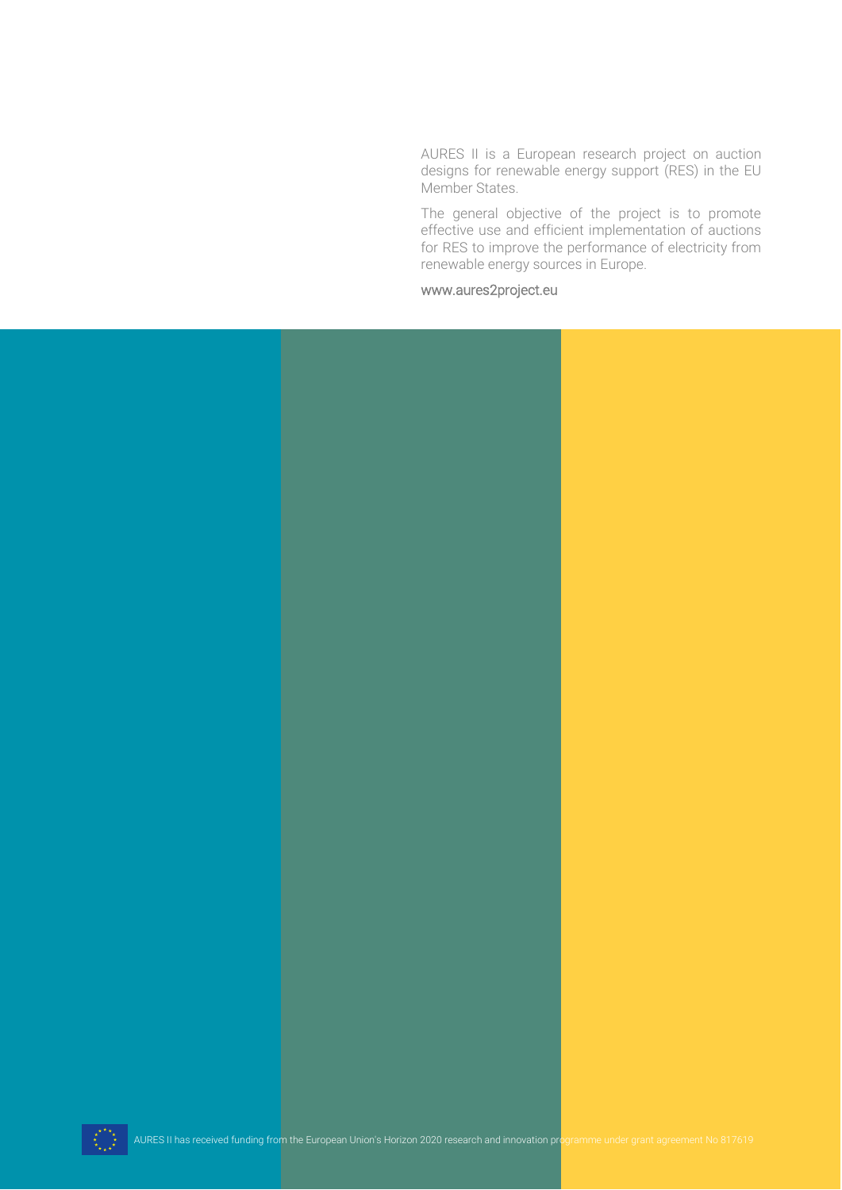AURES II is a European research project on auction designs for renewable energy support (RES) in the EU Member States.

The general objective of the project is to promote effective use and efficient implementation of auctions for RES to improve the performance of electricity from renewable energy sources in Europe.

www.aures2project.eu

AURES II has received funding from the European Union's Horizon 2020 research and innovation programme under grant agreement No 817619